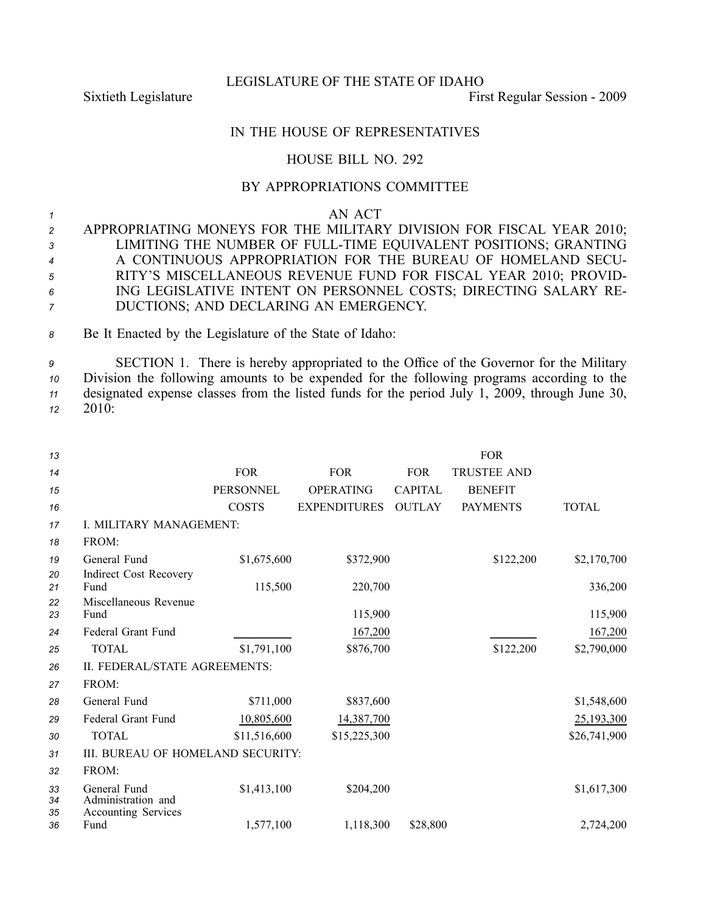LEGISLATURE OF THE STATE OF IDAHO

Sixtieth Legislature First Regular Session - 2009

# IN THE HOUSE OF REPRESENTATIVES

## HOUSE BILL NO. 292

### BY APPROPRIATIONS COMMITTEE

AN ACT

APPROPRIATING MONEYS FOR THE MILITARY DIVISION FOR FISCAL YEAR 2010; LIMITING THE NUMBER OF FULL-TIME EQUIVALENT POSITIONS; GRANTING A CONTINUOUS APPROPRIATION FOR THE BUREAU OF HOMELAND SECURITY'S MISCELLANEOUS REVENUE FUND FOR FISCAL YEAR 2010; PROVIDING LEGISLATIVE INTENT ON PERSONNEL COSTS; DIRECTING SALARY REDUCTIONS; AND DECLARING AN EMERGENCY.

Be It Enacted by the Legislature of the State of Idaho:

SECTION 1. There is hereby appropriated to the Office of the Governor for the Military Division the following amounts to be expended for the following programs according to the designated expense classes from the listed funds for the period July 1, 2009, through June 30, 2010:

| | FOR PERSONNEL COSTS | FOR OPERATING EXPENDITURES | FOR CAPITAL OUTLAY | FOR TRUSTEE AND BENEFIT PAYMENTS | TOTAL |
|---|---|---|---|---|---|
| I. MILITARY MANAGEMENT: | | | | | |
| FROM: | | | | | |
| General Fund | $1,675,600 | $372,900 | | $122,200 | $2,170,700 |
| Indirect Cost Recovery Fund | 115,500 | 220,700 | | | 336,200 |
| Miscellaneous Revenue Fund | | 115,900 | | | 115,900 |
| Federal Grant Fund | | 167,200 | | | 167,200 |
| TOTAL | $1,791,100 | $876,700 | | $122,200 | $2,790,000 |
| II. FEDERAL/STATE AGREEMENTS: | | | | | |
| FROM: | | | | | |
| General Fund | $711,000 | $837,600 | | | $1,548,600 |
| Federal Grant Fund | 10,805,600 | 14,387,700 | | | 25,193,300 |
| TOTAL | $11,516,600 | $15,225,300 | | | $26,741,900 |
| III. BUREAU OF HOMELAND SECURITY: | | | | | |
| FROM: | | | | | |
| General Fund | $1,413,100 | $204,200 | | | $1,617,300 |
| Administration and Accounting Services Fund | 1,577,100 | 1,118,300 | $28,800 | | 2,724,200 |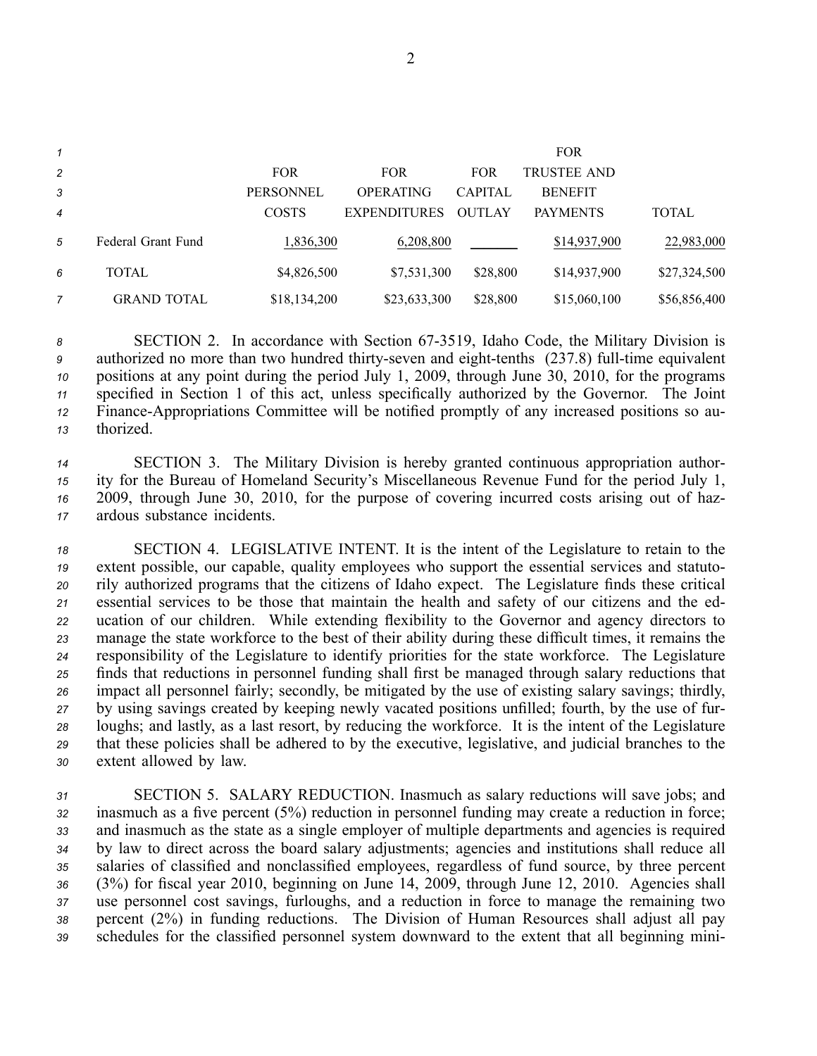| | FOR PERSONNEL COSTS | FOR OPERATING EXPENDITURES | FOR CAPITAL OUTLAY | FOR TRUSTEE AND BENEFIT PAYMENTS | TOTAL |
|---|---|---|---|---|---|
| Federal Grant Fund | 1,836,300 | 6,208,800 | | $14,937,900 | 22,983,000 |
| TOTAL | $4,826,500 | $7,531,300 | $28,800 | $14,937,900 | $27,324,500 |
| GRAND TOTAL | $18,134,200 | $23,633,300 | $28,800 | $15,060,100 | $56,856,400 |

SECTION 2. In accordance with Section 67-3519, Idaho Code, the Military Division is authorized no more than two hundred thirty-seven and eight-tenths (237.8) full-time equivalent positions at any point during the period July 1, 2009, through June 30, 2010, for the programs specified in Section 1 of this act, unless specifically authorized by the Governor. The Joint Finance-Appropriations Committee will be notified promptly of any increased positions so authorized.

SECTION 3. The Military Division is hereby granted continuous appropriation authority for the Bureau of Homeland Security's Miscellaneous Revenue Fund for the period July 1, 2009, through June 30, 2010, for the purpose of covering incurred costs arising out of hazardous substance incidents.

SECTION 4. LEGISLATIVE INTENT. It is the intent of the Legislature to retain to the extent possible, our capable, quality employees who support the essential services and statutorily authorized programs that the citizens of Idaho expect. The Legislature finds these critical essential services to be those that maintain the health and safety of our citizens and the education of our children. While extending flexibility to the Governor and agency directors to manage the state workforce to the best of their ability during these difficult times, it remains the responsibility of the Legislature to identify priorities for the state workforce. The Legislature finds that reductions in personnel funding shall first be managed through salary reductions that impact all personnel fairly; secondly, be mitigated by the use of existing salary savings; thirdly, by using savings created by keeping newly vacated positions unfilled; fourth, by the use of furloughs; and lastly, as a last resort, by reducing the workforce. It is the intent of the Legislature that these policies shall be adhered to by the executive, legislative, and judicial branches to the extent allowed by law.

SECTION 5. SALARY REDUCTION. Inasmuch as salary reductions will save jobs; and inasmuch as a five percent (5%) reduction in personnel funding may create a reduction in force; and inasmuch as the state as a single employer of multiple departments and agencies is required by law to direct across the board salary adjustments; agencies and institutions shall reduce all salaries of classified and nonclassified employees, regardless of fund source, by three percent (3%) for fiscal year 2010, beginning on June 14, 2009, through June 12, 2010. Agencies shall use personnel cost savings, furloughs, and a reduction in force to manage the remaining two percent (2%) in funding reductions. The Division of Human Resources shall adjust all pay schedules for the classified personnel system downward to the extent that all beginning mini-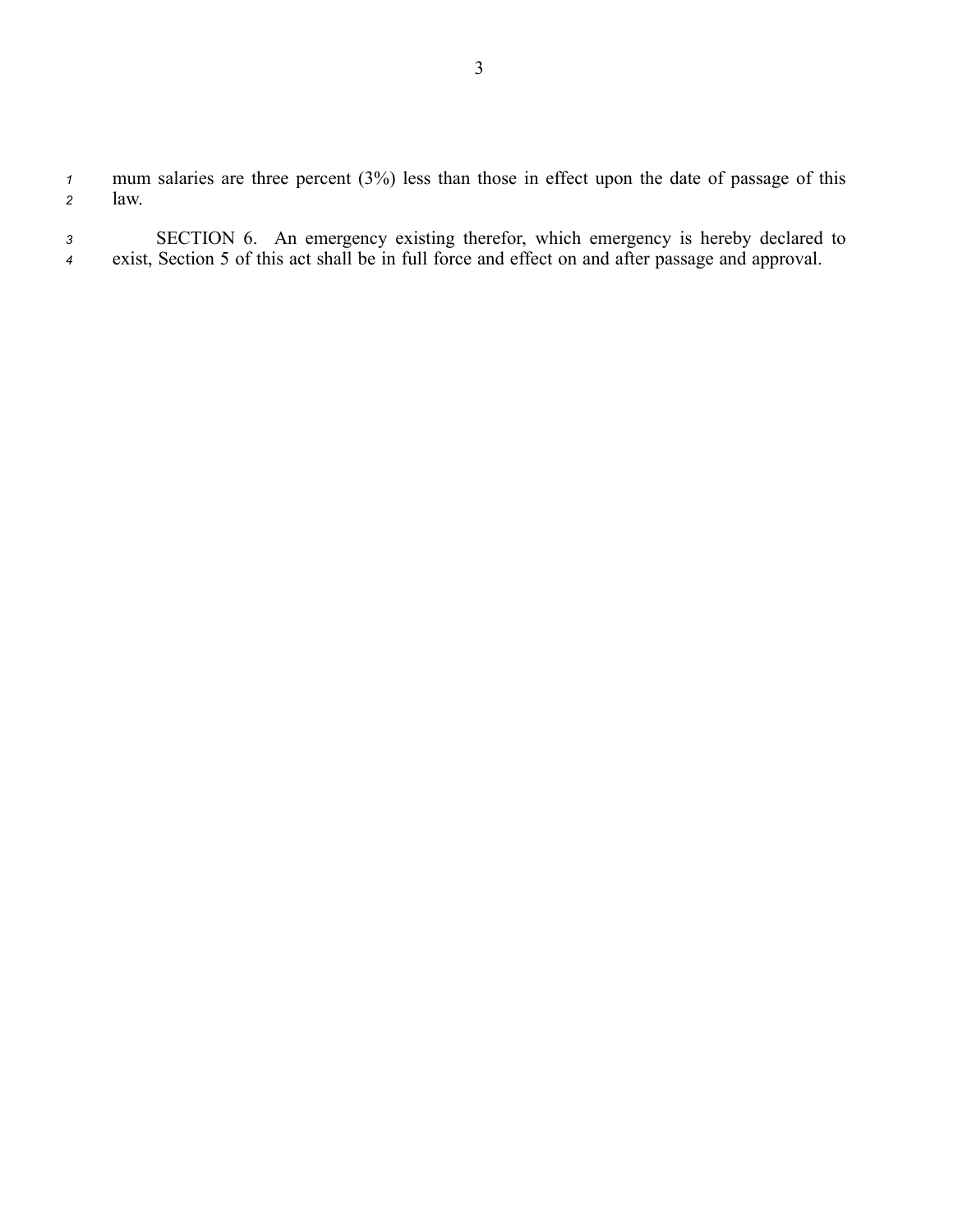mum salaries are three percent (3%) less than those in effect upon the date of passage of this law.

SECTION 6. An emergency existing therefor, which emergency is hereby declared to exist, Section 5 of this act shall be in full force and effect on and after passage and approval.